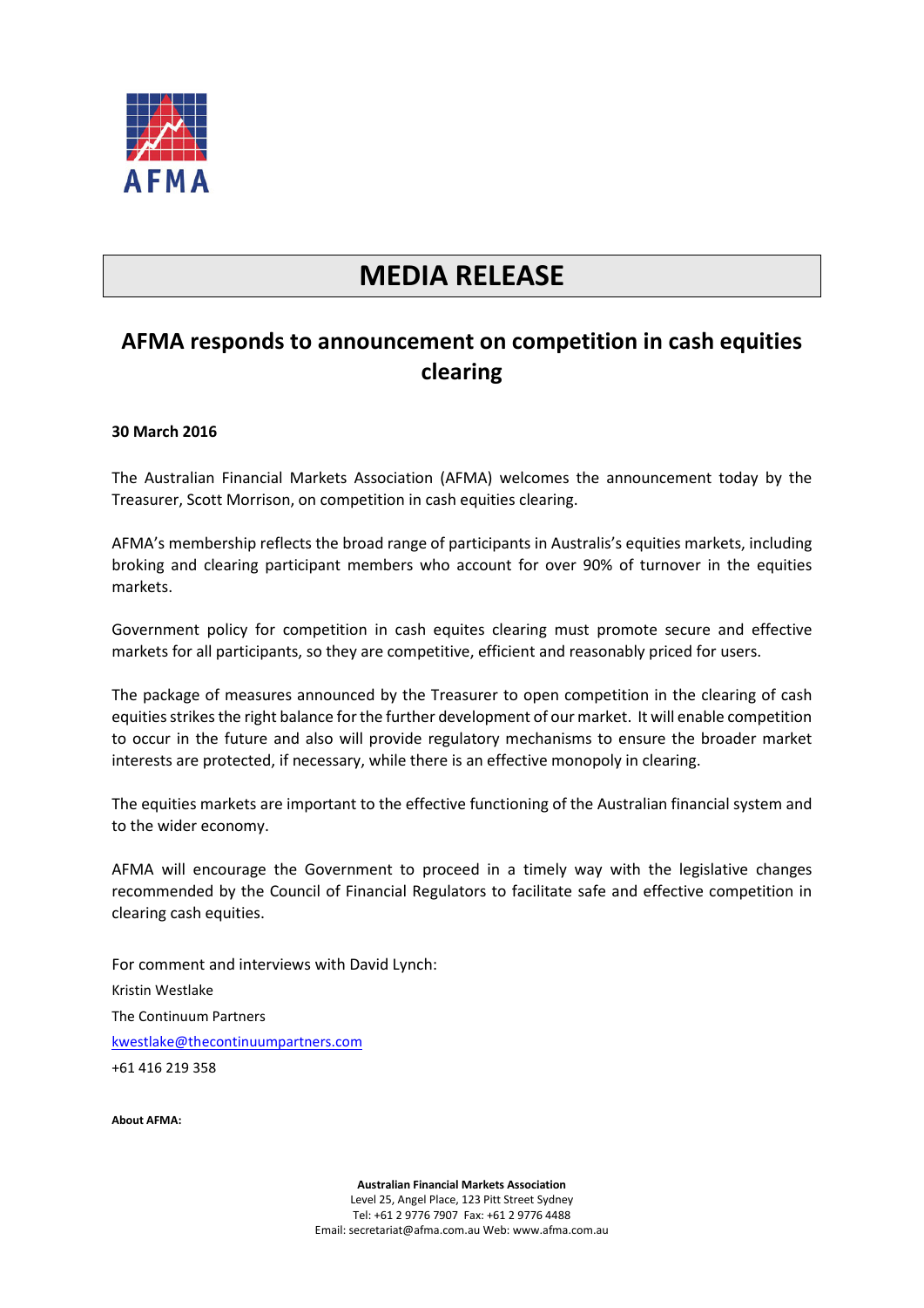AFMA

# MEDIA RELEASE

## AFMA responds to announcement on competition in cash equities clearing

**30 March 2016**

The Australian Financial Markets Association (AFMA) welcomes the announcement today by the Treasurer, Scott Morrison, on competition in cash equities clearing.

AFMA's membership reflects the broad range of participants in Australis's equities markets, including broking and clearing participant members who account for over 90% of turnover in the equities markets.

Government policy for competition in cash equites clearing must promote secure and effective markets for all participants, so they are competitive, efficient and reasonably priced for users.

The package of measures announced by the Treasurer to open competition in the clearing of cash equities strikes the right balance for the further development of our market. It will enable competition to occur in the future and also will provide regulatory mechanisms to ensure the broader market interests are protected, if necessary, while there is an effective monopoly in clearing.

The equities markets are important to the effective functioning of the Australian financial system and to the wider economy.

AFMA will encourage the Government to proceed in a timely way with the legislative changes recommended by the Council of Financial Regulators to facilitate safe and effective competition in clearing cash equities.

For comment and interviews with David Lynch:

Kristin Westlake

The Continuum Partners

kwestlake@thecontinuumpartners.com

+61 416 219 358

**About AFMA:**

**Australian Financial Markets Association**
Level 25, Angel Place, 123 Pitt Street Sydney
Tel: +61 2 9776 7907 Fax: +61 2 9776 4488
Email: secretariat@afma.com.au Web: www.afma.com.au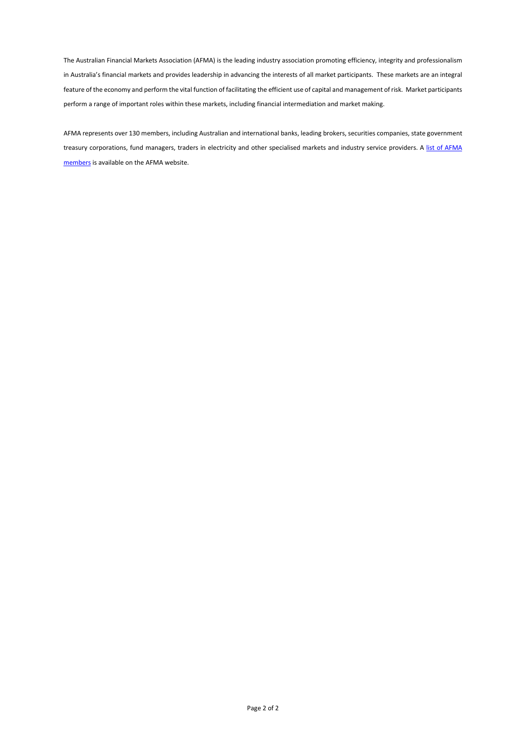The Australian Financial Markets Association (AFMA) is the leading industry association promoting efficiency, integrity and professionalism in Australia's financial markets and provides leadership in advancing the interests of all market participants. These markets are an integral feature of the economy and perform the vital function of facilitating the efficient use of capital and management of risk. Market participants perform a range of important roles within these markets, including financial intermediation and market making.

AFMA represents over 130 members, including Australian and international banks, leading brokers, securities companies, state government treasury corporations, fund managers, traders in electricity and other specialised markets and industry service providers. A list of AFMA members is available on the AFMA website.